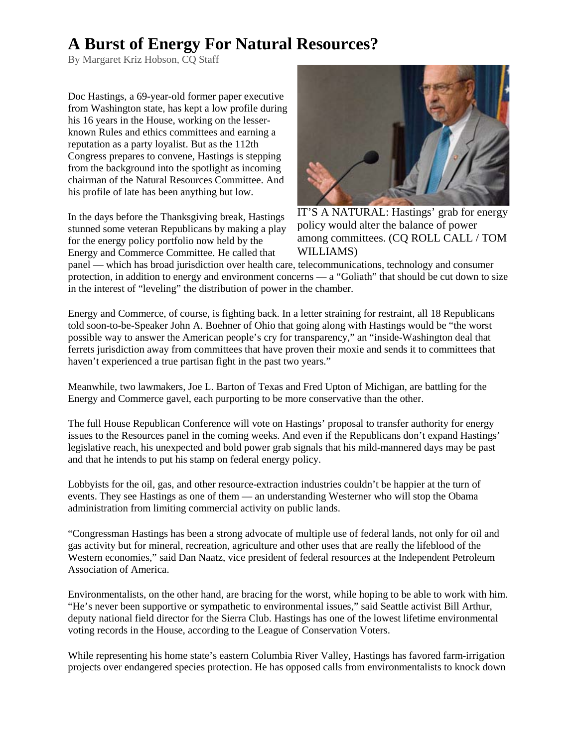# A Burst of Energy For Natural Resources?

By Margaret Kriz Hobson, CQ Staff

Doc Hastings, a 69-year-old former paper executive from Washington state, has kept a low profile during his 16 years in the House, working on the lesser-known Rules and ethics committees and earning a reputation as a party loyalist. But as the 112th Congress prepares to convene, Hastings is stepping from the background into the spotlight as incoming chairman of the Natural Resources Committee. And his profile of late has been anything but low.

IT'S A NATURAL: Hastings' grab for energy policy would alter the balance of power among committees. (CQ ROLL CALL / TOM WILLIAMS)

In the days before the Thanksgiving break, Hastings stunned some veteran Republicans by making a play for the energy policy portfolio now held by the Energy and Commerce Committee. He called that panel — which has broad jurisdiction over health care, telecommunications, technology and consumer protection, in addition to energy and environment concerns — a "Goliath" that should be cut down to size in the interest of "leveling" the distribution of power in the chamber.

Energy and Commerce, of course, is fighting back. In a letter straining for restraint, all 18 Republicans told soon-to-be-Speaker John A. Boehner of Ohio that going along with Hastings would be "the worst possible way to answer the American people's cry for transparency," an "inside-Washington deal that ferrets jurisdiction away from committees that have proven their moxie and sends it to committees that haven't experienced a true partisan fight in the past two years."

Meanwhile, two lawmakers, Joe L. Barton of Texas and Fred Upton of Michigan, are battling for the Energy and Commerce gavel, each purporting to be more conservative than the other.

The full House Republican Conference will vote on Hastings' proposal to transfer authority for energy issues to the Resources panel in the coming weeks. And even if the Republicans don't expand Hastings' legislative reach, his unexpected and bold power grab signals that his mild-mannered days may be past and that he intends to put his stamp on federal energy policy.

Lobbyists for the oil, gas, and other resource-extraction industries couldn't be happier at the turn of events. They see Hastings as one of them — an understanding Westerner who will stop the Obama administration from limiting commercial activity on public lands.

"Congressman Hastings has been a strong advocate of multiple use of federal lands, not only for oil and gas activity but for mineral, recreation, agriculture and other uses that are really the lifeblood of the Western economies," said Dan Naatz, vice president of federal resources at the Independent Petroleum Association of America.

Environmentalists, on the other hand, are bracing for the worst, while hoping to be able to work with him. "He's never been supportive or sympathetic to environmental issues," said Seattle activist Bill Arthur, deputy national field director for the Sierra Club. Hastings has one of the lowest lifetime environmental voting records in the House, according to the League of Conservation Voters.

While representing his home state's eastern Columbia River Valley, Hastings has favored farm-irrigation projects over endangered species protection. He has opposed calls from environmentalists to knock down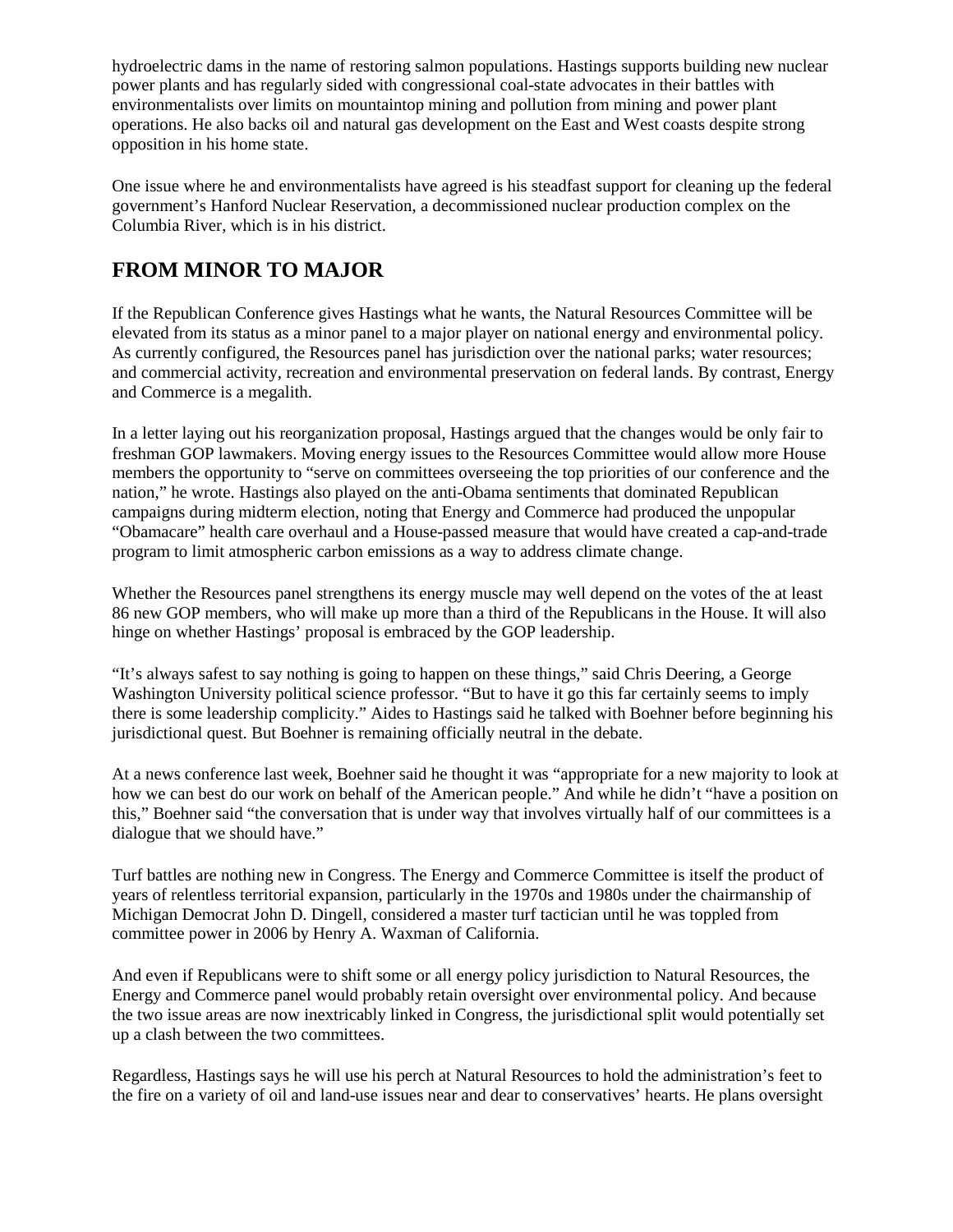hydroelectric dams in the name of restoring salmon populations. Hastings supports building new nuclear power plants and has regularly sided with congressional coal-state advocates in their battles with environmentalists over limits on mountaintop mining and pollution from mining and power plant operations. He also backs oil and natural gas development on the East and West coasts despite strong opposition in his home state.

One issue where he and environmentalists have agreed is his steadfast support for cleaning up the federal government's Hanford Nuclear Reservation, a decommissioned nuclear production complex on the Columbia River, which is in his district.

## FROM MINOR TO MAJOR

If the Republican Conference gives Hastings what he wants, the Natural Resources Committee will be elevated from its status as a minor panel to a major player on national energy and environmental policy. As currently configured, the Resources panel has jurisdiction over the national parks; water resources; and commercial activity, recreation and environmental preservation on federal lands. By contrast, Energy and Commerce is a megalith.

In a letter laying out his reorganization proposal, Hastings argued that the changes would be only fair to freshman GOP lawmakers. Moving energy issues to the Resources Committee would allow more House members the opportunity to "serve on committees overseeing the top priorities of our conference and the nation," he wrote. Hastings also played on the anti-Obama sentiments that dominated Republican campaigns during midterm election, noting that Energy and Commerce had produced the unpopular "Obamacare" health care overhaul and a House-passed measure that would have created a cap-and-trade program to limit atmospheric carbon emissions as a way to address climate change.

Whether the Resources panel strengthens its energy muscle may well depend on the votes of the at least 86 new GOP members, who will make up more than a third of the Republicans in the House. It will also hinge on whether Hastings' proposal is embraced by the GOP leadership.

"It's always safest to say nothing is going to happen on these things," said Chris Deering, a George Washington University political science professor. "But to have it go this far certainly seems to imply there is some leadership complicity." Aides to Hastings said he talked with Boehner before beginning his jurisdictional quest. But Boehner is remaining officially neutral in the debate.

At a news conference last week, Boehner said he thought it was "appropriate for a new majority to look at how we can best do our work on behalf of the American people." And while he didn't "have a position on this," Boehner said "the conversation that is under way that involves virtually half of our committees is a dialogue that we should have."

Turf battles are nothing new in Congress. The Energy and Commerce Committee is itself the product of years of relentless territorial expansion, particularly in the 1970s and 1980s under the chairmanship of Michigan Democrat John D. Dingell, considered a master turf tactician until he was toppled from committee power in 2006 by Henry A. Waxman of California.

And even if Republicans were to shift some or all energy policy jurisdiction to Natural Resources, the Energy and Commerce panel would probably retain oversight over environmental policy. And because the two issue areas are now inextricably linked in Congress, the jurisdictional split would potentially set up a clash between the two committees.

Regardless, Hastings says he will use his perch at Natural Resources to hold the administration's feet to the fire on a variety of oil and land-use issues near and dear to conservatives' hearts. He plans oversight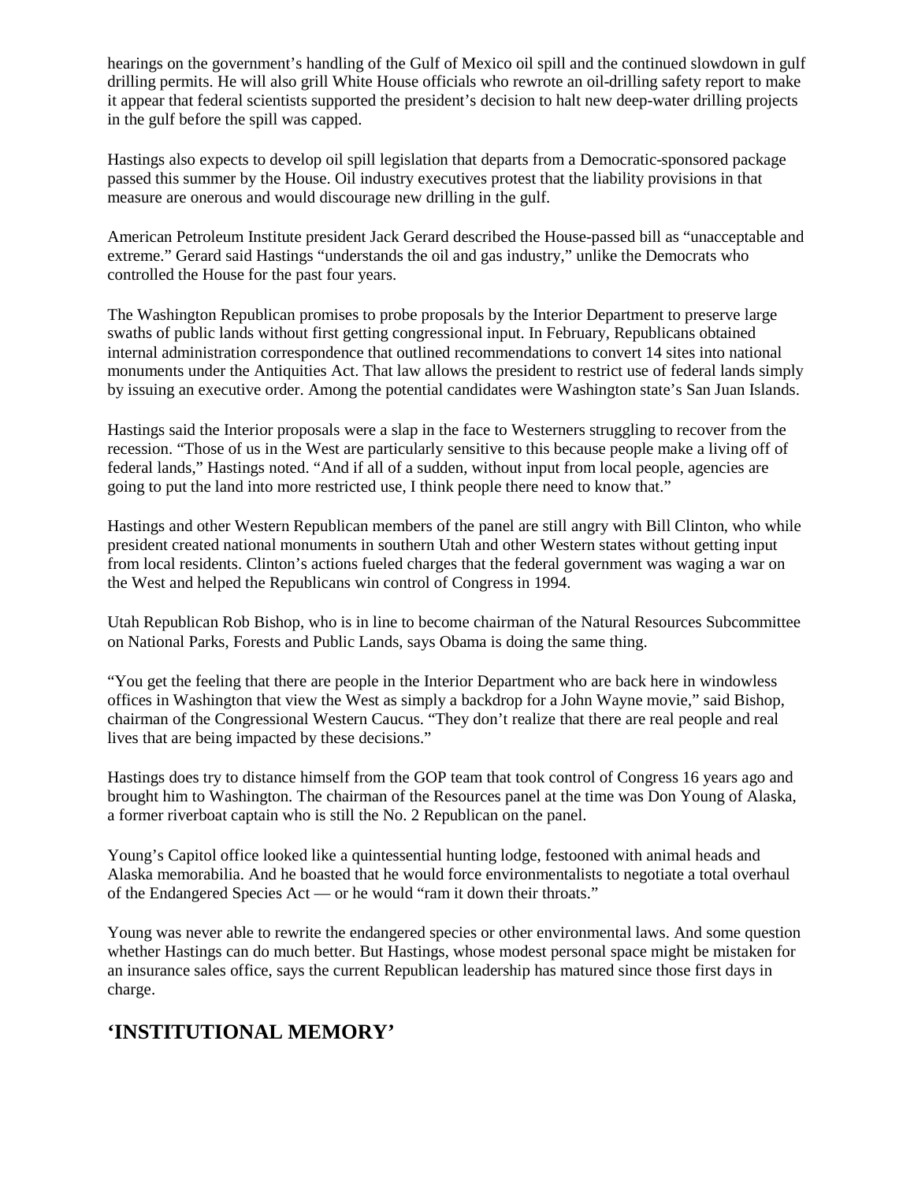hearings on the government's handling of the Gulf of Mexico oil spill and the continued slowdown in gulf drilling permits. He will also grill White House officials who rewrote an oil-drilling safety report to make it appear that federal scientists supported the president's decision to halt new deep-water drilling projects in the gulf before the spill was capped.

Hastings also expects to develop oil spill legislation that departs from a Democratic-sponsored package passed this summer by the House. Oil industry executives protest that the liability provisions in that measure are onerous and would discourage new drilling in the gulf.

American Petroleum Institute president Jack Gerard described the House-passed bill as "unacceptable and extreme." Gerard said Hastings "understands the oil and gas industry," unlike the Democrats who controlled the House for the past four years.

The Washington Republican promises to probe proposals by the Interior Department to preserve large swaths of public lands without first getting congressional input. In February, Republicans obtained internal administration correspondence that outlined recommendations to convert 14 sites into national monuments under the Antiquities Act. That law allows the president to restrict use of federal lands simply by issuing an executive order. Among the potential candidates were Washington state's San Juan Islands.

Hastings said the Interior proposals were a slap in the face to Westerners struggling to recover from the recession. "Those of us in the West are particularly sensitive to this because people make a living off of federal lands," Hastings noted. "And if all of a sudden, without input from local people, agencies are going to put the land into more restricted use, I think people there need to know that."

Hastings and other Western Republican members of the panel are still angry with Bill Clinton, who while president created national monuments in southern Utah and other Western states without getting input from local residents. Clinton's actions fueled charges that the federal government was waging a war on the West and helped the Republicans win control of Congress in 1994.

Utah Republican Rob Bishop, who is in line to become chairman of the Natural Resources Subcommittee on National Parks, Forests and Public Lands, says Obama is doing the same thing.

"You get the feeling that there are people in the Interior Department who are back here in windowless offices in Washington that view the West as simply a backdrop for a John Wayne movie," said Bishop, chairman of the Congressional Western Caucus. "They don't realize that there are real people and real lives that are being impacted by these decisions."

Hastings does try to distance himself from the GOP team that took control of Congress 16 years ago and brought him to Washington. The chairman of the Resources panel at the time was Don Young of Alaska, a former riverboat captain who is still the No. 2 Republican on the panel.

Young's Capitol office looked like a quintessential hunting lodge, festooned with animal heads and Alaska memorabilia. And he boasted that he would force environmentalists to negotiate a total overhaul of the Endangered Species Act — or he would "ram it down their throats."

Young was never able to rewrite the endangered species or other environmental laws. And some question whether Hastings can do much better. But Hastings, whose modest personal space might be mistaken for an insurance sales office, says the current Republican leadership has matured since those first days in charge.

## 'INSTITUTIONAL MEMORY'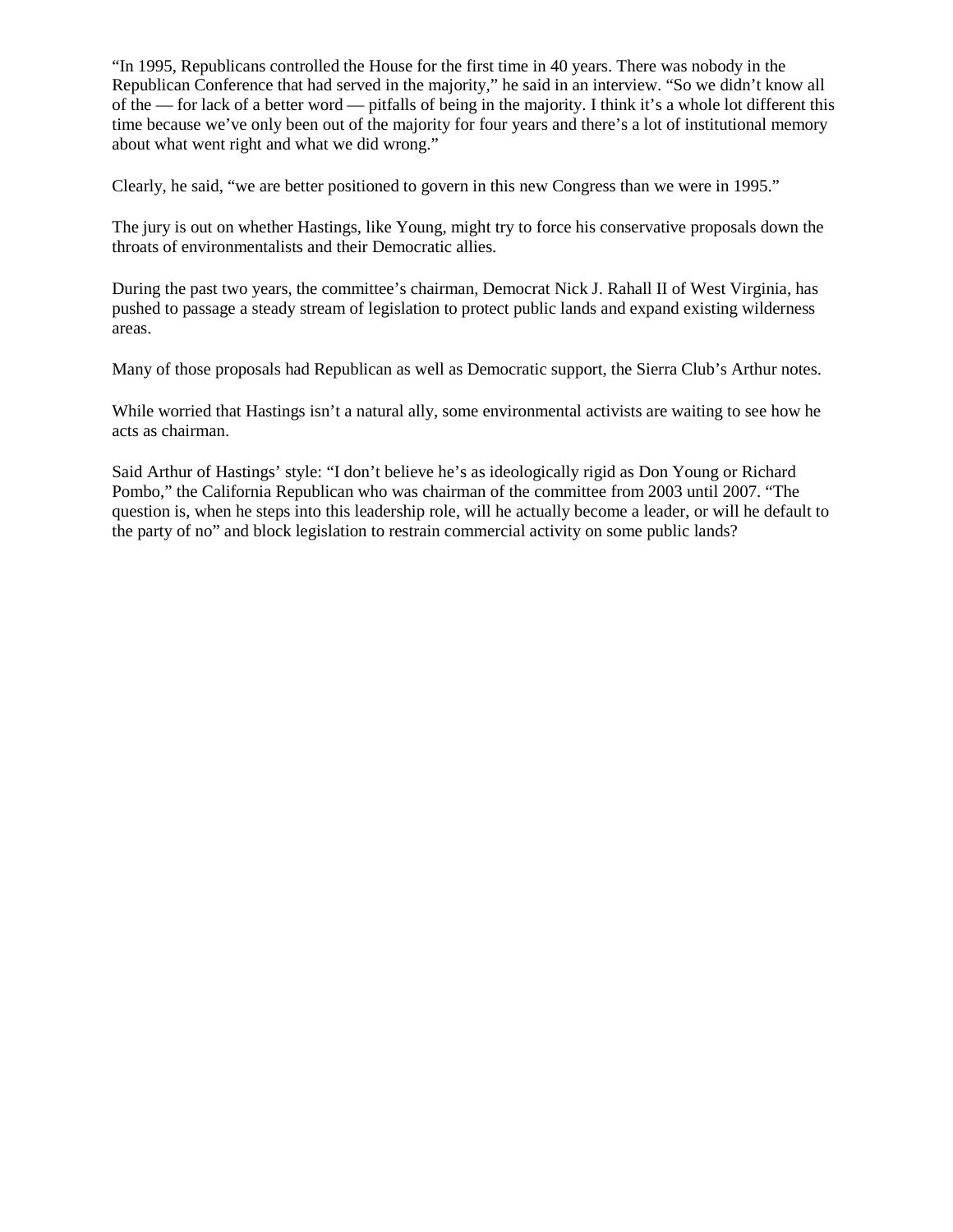"In 1995, Republicans controlled the House for the first time in 40 years. There was nobody in the Republican Conference that had served in the majority," he said in an interview. "So we didn't know all of the — for lack of a better word — pitfalls of being in the majority. I think it's a whole lot different this time because we've only been out of the majority for four years and there's a lot of institutional memory about what went right and what we did wrong."

Clearly, he said, "we are better positioned to govern in this new Congress than we were in 1995."

The jury is out on whether Hastings, like Young, might try to force his conservative proposals down the throats of environmentalists and their Democratic allies.

During the past two years, the committee's chairman, Democrat Nick J. Rahall II of West Virginia, has pushed to passage a steady stream of legislation to protect public lands and expand existing wilderness areas.

Many of those proposals had Republican as well as Democratic support, the Sierra Club's Arthur notes.

While worried that Hastings isn't a natural ally, some environmental activists are waiting to see how he acts as chairman.

Said Arthur of Hastings' style: "I don't believe he's as ideologically rigid as Don Young or Richard Pombo," the California Republican who was chairman of the committee from 2003 until 2007. "The question is, when he steps into this leadership role, will he actually become a leader, or will he default to the party of no" and block legislation to restrain commercial activity on some public lands?